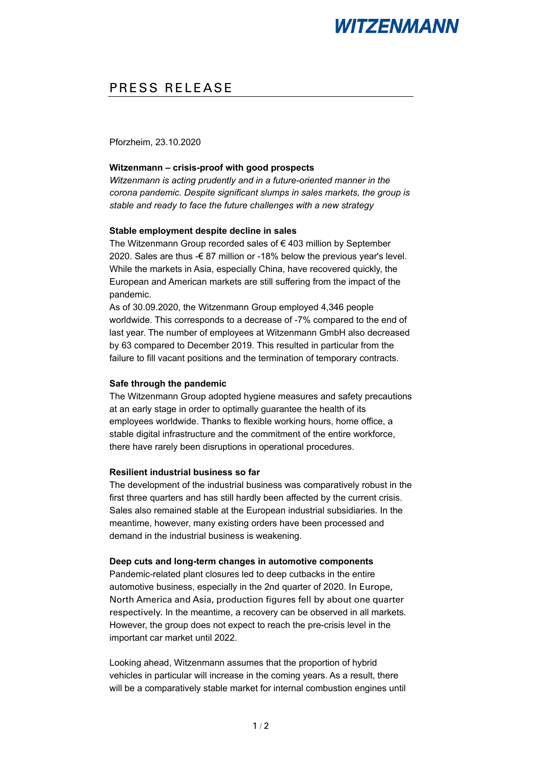WITZENMANN

# PRESS RELEASE

Pforzheim, 23.10.2020

**Witzenmann – crisis-proof with good prospects**

*Witzenmann is acting prudently and in a future-oriented manner in the corona pandemic. Despite significant slumps in sales markets, the group is stable and ready to face the future challenges with a new strategy*

**Stable employment despite decline in sales**

The Witzenmann Group recorded sales of € 403 million by September 2020. Sales are thus -€ 87 million or -18% below the previous year's level. While the markets in Asia, especially China, have recovered quickly, the European and American markets are still suffering from the impact of the pandemic.

As of 30.09.2020, the Witzenmann Group employed 4,346 people worldwide. This corresponds to a decrease of -7% compared to the end of last year. The number of employees at Witzenmann GmbH also decreased by 63 compared to December 2019. This resulted in particular from the failure to fill vacant positions and the termination of temporary contracts.

**Safe through the pandemic**

The Witzenmann Group adopted hygiene measures and safety precautions at an early stage in order to optimally guarantee the health of its employees worldwide. Thanks to flexible working hours, home office, a stable digital infrastructure and the commitment of the entire workforce, there have rarely been disruptions in operational procedures.

**Resilient industrial business so far**

The development of the industrial business was comparatively robust in the first three quarters and has still hardly been affected by the current crisis. Sales also remained stable at the European industrial subsidiaries. In the meantime, however, many existing orders have been processed and demand in the industrial business is weakening.

**Deep cuts and long-term changes in automotive components**

Pandemic-related plant closures led to deep cutbacks in the entire automotive business, especially in the 2nd quarter of 2020. In Europe, North America and Asia, production figures fell by about one quarter respectively. In the meantime, a recovery can be observed in all markets. However, the group does not expect to reach the pre-crisis level in the important car market until 2022.

Looking ahead, Witzenmann assumes that the proportion of hybrid vehicles in particular will increase in the coming years. As a result, there will be a comparatively stable market for internal combustion engines until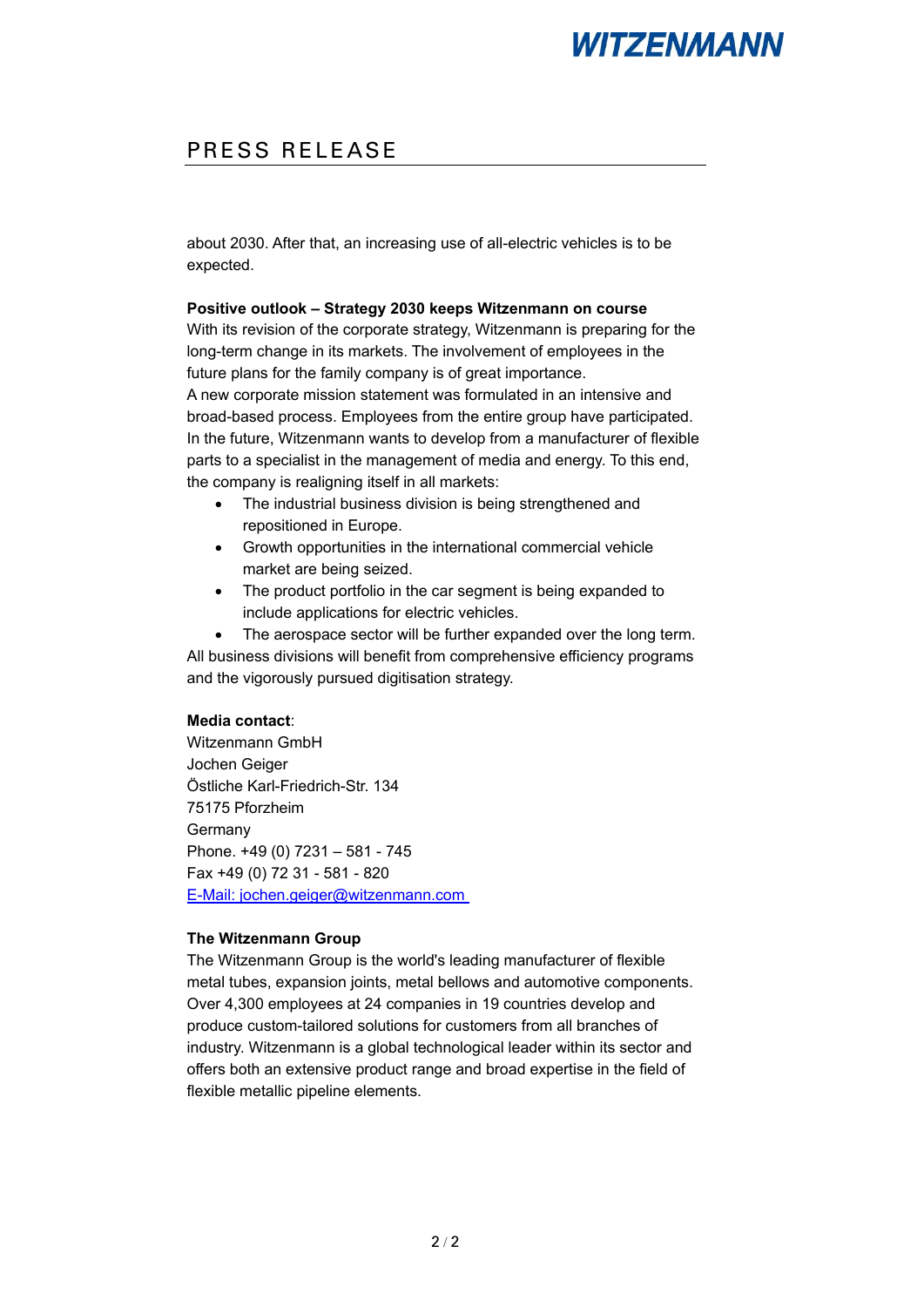about 2030. After that, an increasing use of all-electric vehicles is to be expected.

**Positive outlook – Strategy 2030 keeps Witzenmann on course**

With its revision of the corporate strategy, Witzenmann is preparing for the long-term change in its markets. The involvement of employees in the future plans for the family company is of great importance.

A new corporate mission statement was formulated in an intensive and broad-based process. Employees from the entire group have participated. In the future, Witzenmann wants to develop from a manufacturer of flexible parts to a specialist in the management of media and energy. To this end, the company is realigning itself in all markets:

- The industrial business division is being strengthened and repositioned in Europe.
- Growth opportunities in the international commercial vehicle market are being seized.
- The product portfolio in the car segment is being expanded to include applications for electric vehicles.
- The aerospace sector will be further expanded over the long term.

All business divisions will benefit from comprehensive efficiency programs and the vigorously pursued digitisation strategy.

**Media contact**:

Witzenmann GmbH
Jochen Geiger
Östliche Karl-Friedrich-Str. 134
75175 Pforzheim
Germany
Phone. +49 (0) 7231 – 581 - 745
Fax +49 (0) 72 31 - 581 - 820
E-Mail: jochen.geiger@witzenmann.com

**The Witzenmann Group**

The Witzenmann Group is the world's leading manufacturer of flexible metal tubes, expansion joints, metal bellows and automotive components. Over 4,300 employees at 24 companies in 19 countries develop and produce custom-tailored solutions for customers from all branches of industry. Witzenmann is a global technological leader within its sector and offers both an extensive product range and broad expertise in the field of flexible metallic pipeline elements.